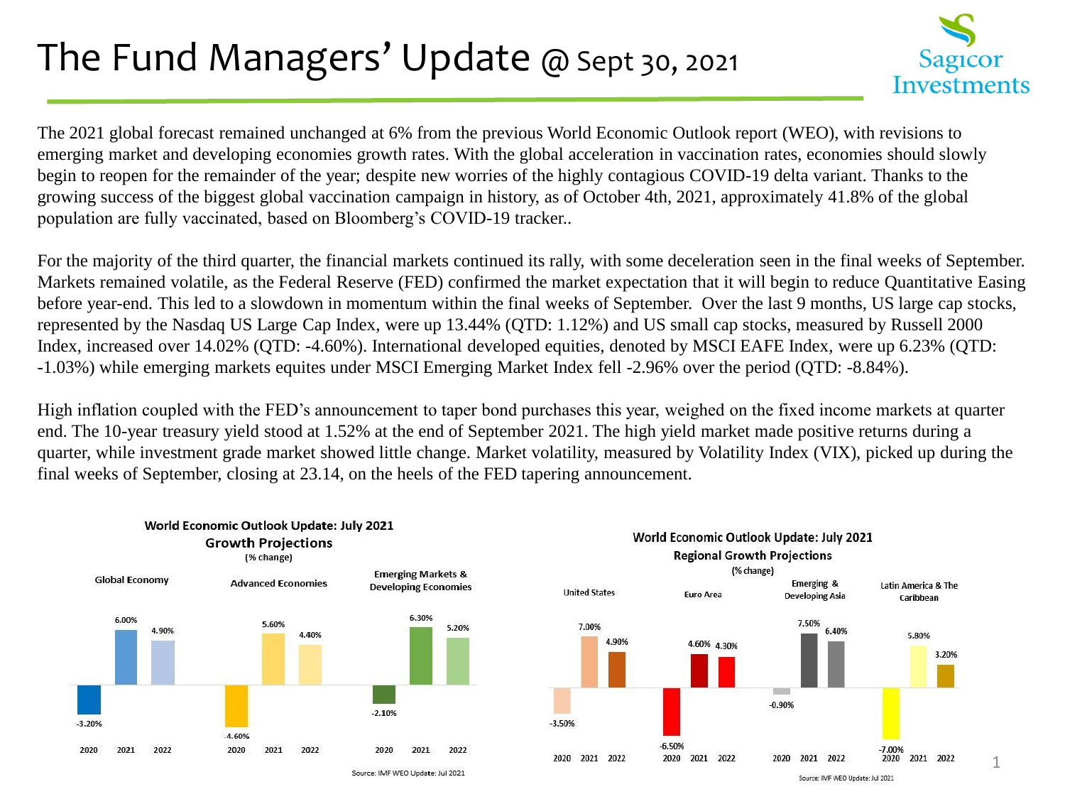# The Fund Managers' Update @ Sept 30, 2021

The 2021 global forecast remained unchanged at 6% from the previous World Economic Outlook report (WEO), with revisions to emerging market and developing economies growth rates. With the global acceleration in vaccination rates, economies should slowly begin to reopen for the remainder of the year; despite new worries of the highly contagious COVID-19 delta variant. Thanks to the growing success of the biggest global vaccination campaign in history, as of October 4th, 2021, approximately 41.8% of the global population are fully vaccinated, based on Bloomberg's COVID-19 tracker..

For the majority of the third quarter, the financial markets continued its rally, with some deceleration seen in the final weeks of September. Markets remained volatile, as the Federal Reserve (FED) confirmed the market expectation that it will begin to reduce Quantitative Easing before year-end. This led to a slowdown in momentum within the final weeks of September. Over the last 9 months, US large cap stocks, represented by the Nasdaq US Large Cap Index, were up 13.44% (QTD: 1.12%) and US small cap stocks, measured by Russell 2000 Index, increased over 14.02% (QTD: -4.60%). International developed equities, denoted by MSCI EAFE Index, were up 6.23% (QTD: -1.03%) while emerging markets equites under MSCI Emerging Market Index fell -2.96% over the period (QTD: -8.84%).

High inflation coupled with the FED's announcement to taper bond purchases this year, weighed on the fixed income markets at quarter end. The 10-year treasury yield stood at 1.52% at the end of September 2021. The high yield market made positive returns during a quarter, while investment grade market showed little change. Market volatility, measured by Volatility Index (VIX), picked up during the final weeks of September, closing at 23.14, on the heels of the FED tapering announcement.

**World Economic Outlook Update: July 2021**
**Growth Projections**
(% change)

| | 2020 | 2021 | 2022 |
|---|---|---|---|
| Global Economy | -3.20% | 6.00% | 4.90% |
| Advanced Economies | -4.60% | 5.60% | 4.40% |
| Emerging Markets & Developing Economies | -2.10% | 6.30% | 5.20% |

Source: IMF WEO Update: Jul 2021

**World Economic Outlook Update: July 2021**
**Regional Growth Projections**
(% change)

| | 2020 | 2021 | 2022 |
|---|---|---|---|
| United States | -3.50% | 7.00% | 4.90% |
| Euro Area | -6.50% | 4.60% | 4.30% |
| Emerging & Developing Asia | -0.90% | 7.50% | 6.40% |
| Latin America & The Caribbean | -7.00% | 5.80% | 3.20% |

Source: IMF WEO Update: Jul 2021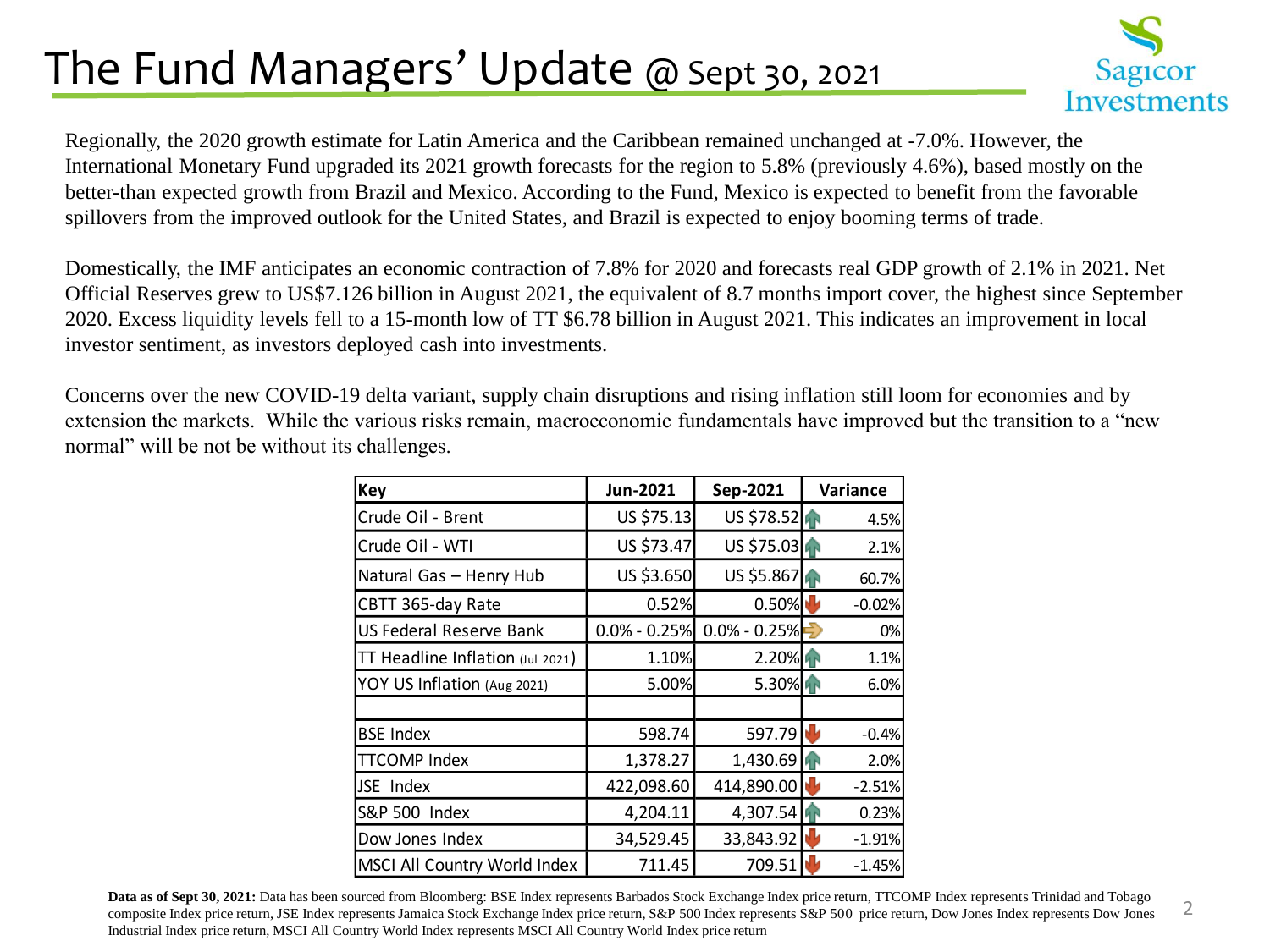# The Fund Managers' Update @ Sept 30, 2021

Regionally, the 2020 growth estimate for Latin America and the Caribbean remained unchanged at -7.0%. However, the International Monetary Fund upgraded its 2021 growth forecasts for the region to 5.8% (previously 4.6%), based mostly on the better-than expected growth from Brazil and Mexico. According to the Fund, Mexico is expected to benefit from the favorable spillovers from the improved outlook for the United States, and Brazil is expected to enjoy booming terms of trade.

Domestically, the IMF anticipates an economic contraction of 7.8% for 2020 and forecasts real GDP growth of 2.1% in 2021. Net Official Reserves grew to US$7.126 billion in August 2021, the equivalent of 8.7 months import cover, the highest since September 2020. Excess liquidity levels fell to a 15-month low of TT $6.78 billion in August 2021. This indicates an improvement in local investor sentiment, as investors deployed cash into investments.

Concerns over the new COVID-19 delta variant, supply chain disruptions and rising inflation still loom for economies and by extension the markets. While the various risks remain, macroeconomic fundamentals have improved but the transition to a "new normal" will be not be without its challenges.

| Key | Jun-2021 | Sep-2021 | Variance |
|---|---|---|---|
| Crude Oil - Brent | US $75.13 | US $78.52 | ↑ 4.5% |
| Crude Oil - WTI | US $73.47 | US $75.03 | ↑ 2.1% |
| Natural Gas – Henry Hub | US $3.650 | US $5.867 | ↑ 60.7% |
| CBTT 365-day Rate | 0.52% | 0.50% | ↓ -0.02% |
| US Federal Reserve Bank | 0.0% - 0.25% | 0.0% - 0.25% | → 0% |
| TT Headline Inflation (Jul 2021) | 1.10% | 2.20% | ↑ 1.1% |
| YOY US Inflation (Aug 2021) | 5.00% | 5.30% | ↑ 6.0% |
| | | | |
| BSE Index | 598.74 | 597.79 | ↓ -0.4% |
| TTCOMP Index | 1,378.27 | 1,430.69 | ↑ 2.0% |
| JSE Index | 422,098.60 | 414,890.00 | ↓ -2.51% |
| S&P 500 Index | 4,204.11 | 4,307.54 | ↑ 0.23% |
| Dow Jones Index | 34,529.45 | 33,843.92 | ↓ -1.91% |
| MSCI All Country World Index | 711.45 | 709.51 | ↓ -1.45% |

**Data as of Sept 30, 2021:** Data has been sourced from Bloomberg: BSE Index represents Barbados Stock Exchange Index price return, TTCOMP Index represents Trinidad and Tobago composite Index price return, JSE Index represents Jamaica Stock Exchange Index price return, S&P 500 Index represents S&P 500 price return, Dow Jones Index represents Dow Jones Industrial Index price return, MSCI All Country World Index represents MSCI All Country World Index price return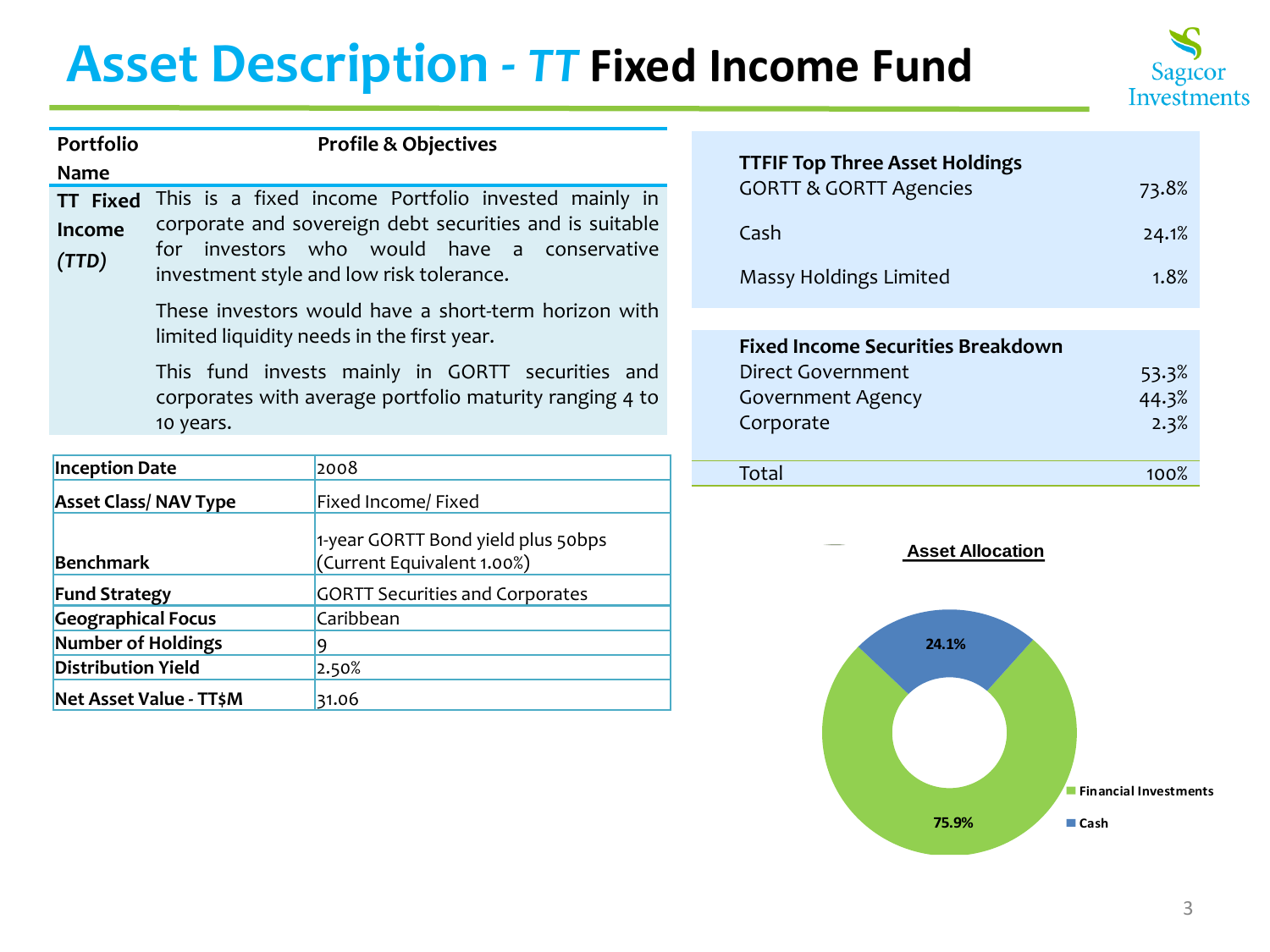# Asset Description - *TT* Fixed Income Fund

| Portfolio Name | Profile & Objectives |
|---|---|
| **TT Fixed Income *(TTD)*** | This is a fixed income Portfolio invested mainly in corporate and sovereign debt securities and is suitable for investors who would have a conservative investment style and low risk tolerance.<br><br>These investors would have a short-term horizon with limited liquidity needs in the first year.<br><br>This fund invests mainly in GORTT securities and corporates with average portfolio maturity ranging 4 to 10 years. |

| | |
|---|---|
| **Inception Date** | 2008 |
| **Asset Class/ NAV Type** | Fixed Income/ Fixed |
| **Benchmark** | 1-year GORTT Bond yield plus 50bps (Current Equivalent 1.00%) |
| **Fund Strategy** | GORTT Securities and Corporates |
| **Geographical Focus** | Caribbean |
| **Number of Holdings** | 9 |
| **Distribution Yield** | 2.50% |
| **Net Asset Value - TT$M** | 31.06 |

| TTFIF Top Three Asset Holdings | |
|---|---|
| GORTT & GORTT Agencies | 73.8% |
| Cash | 24.1% |
| Massy Holdings Limited | 1.8% |

| Fixed Income Securities Breakdown | |
|---|---|
| Direct Government | 53.3% |
| Government Agency | 44.3% |
| Corporate | 2.3% |
| Total | 100% |

**Asset Allocation**

| Asset | % |
|---|---|
| Financial Investments | 75.9% |
| Cash | 24.1% |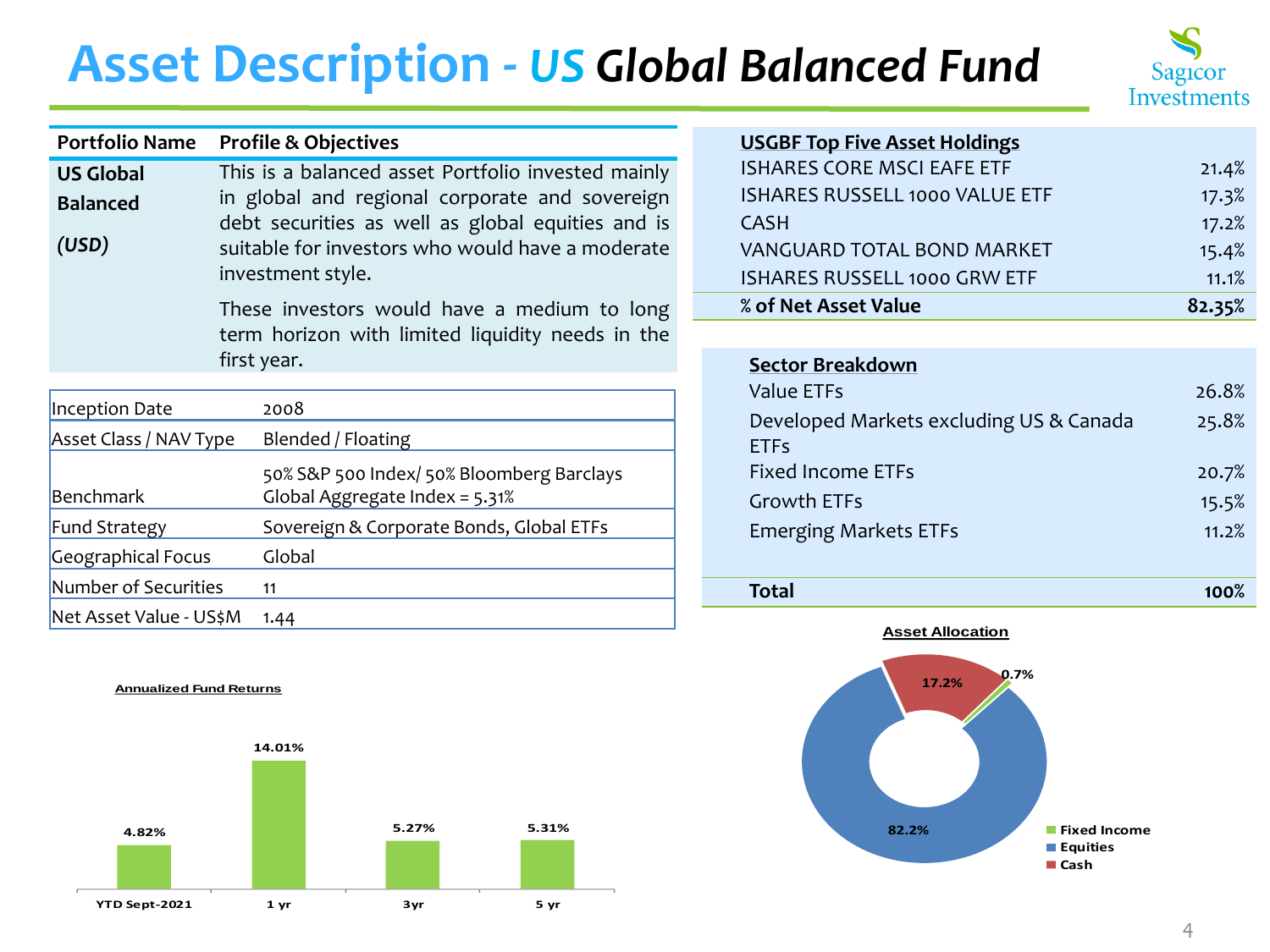# Asset Description - *US Global Balanced Fund*

| Portfolio Name | Profile & Objectives |
|---|---|
| **US Global Balanced** *(USD)* | This is a balanced asset Portfolio invested mainly in global and regional corporate and sovereign debt securities as well as global equities and is suitable for investors who would have a moderate investment style. These investors would have a medium to long term horizon with limited liquidity needs in the first year. |

| | |
|---|---|
| Inception Date | 2008 |
| Asset Class / NAV Type | Blended / Floating |
| Benchmark | 50% S&P 500 Index/ 50% Bloomberg Barclays Global Aggregate Index = 5.31% |
| Fund Strategy | Sovereign & Corporate Bonds, Global ETFs |
| Geographical Focus | Global |
| Number of Securities | 11 |
| Net Asset Value - US$M | 1.44 |

| USGBF Top Five Asset Holdings | |
|---|---|
| ISHARES CORE MSCI EAFE ETF | 21.4% |
| ISHARES RUSSELL 1000 VALUE ETF | 17.3% |
| CASH | 17.2% |
| VANGUARD TOTAL BOND MARKET | 15.4% |
| ISHARES RUSSELL 1000 GRW ETF | 11.1% |
| **% of Net Asset Value** | **82.35%** |

| Sector Breakdown | |
|---|---|
| Value ETFs | 26.8% |
| Developed Markets excluding US & Canada ETFs | 25.8% |
| Fixed Income ETFs | 20.7% |
| Growth ETFs | 15.5% |
| Emerging Markets ETFs | 11.2% |
| **Total** | **100%** |

**Annualized Fund Returns**

4.82% — YTD Sept-2021
14.01% — 1 yr
5.27% — 3yr
5.31% — 5 yr

**Asset Allocation**

0.7%
17.2%
82.2%

Fixed Income
Equities
Cash